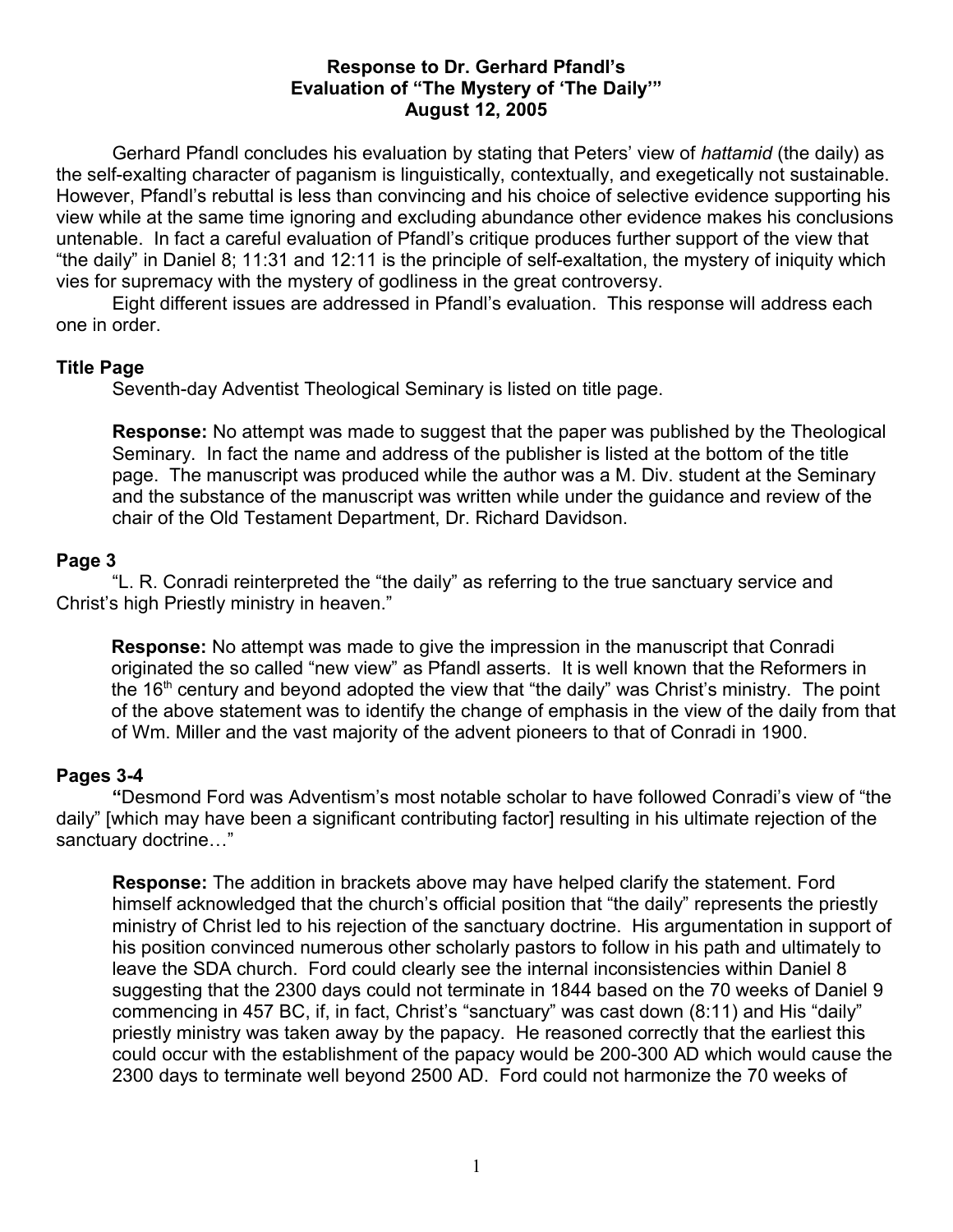**Response to Dr. Gerhard Pfandl's**
**Evaluation of "The Mystery of 'The Daily'"**
**August 12, 2005**

Gerhard Pfandl concludes his evaluation by stating that Peters' view of *hattamid* (the daily) as the self-exalting character of paganism is linguistically, contextually, and exegetically not sustainable. However, Pfandl's rebuttal is less than convincing and his choice of selective evidence supporting his view while at the same time ignoring and excluding abundance other evidence makes his conclusions untenable. In fact a careful evaluation of Pfandl's critique produces further support of the view that "the daily" in Daniel 8; 11:31 and 12:11 is the principle of self-exaltation, the mystery of iniquity which vies for supremacy with the mystery of godliness in the great controversy.

Eight different issues are addressed in Pfandl's evaluation. This response will address each one in order.

## Title Page

Seventh-day Adventist Theological Seminary is listed on title page.

**Response:** No attempt was made to suggest that the paper was published by the Theological Seminary. In fact the name and address of the publisher is listed at the bottom of the title page. The manuscript was produced while the author was a M. Div. student at the Seminary and the substance of the manuscript was written while under the guidance and review of the chair of the Old Testament Department, Dr. Richard Davidson.

## Page 3

"L. R. Conradi reinterpreted the "the daily" as referring to the true sanctuary service and Christ's high Priestly ministry in heaven."

**Response:** No attempt was made to give the impression in the manuscript that Conradi originated the so called "new view" as Pfandl asserts. It is well known that the Reformers in the 16th century and beyond adopted the view that "the daily" was Christ's ministry. The point of the above statement was to identify the change of emphasis in the view of the daily from that of Wm. Miller and the vast majority of the advent pioneers to that of Conradi in 1900.

## Pages 3-4

**"**Desmond Ford was Adventism's most notable scholar to have followed Conradi's view of "the daily" [which may have been a significant contributing factor] resulting in his ultimate rejection of the sanctuary doctrine…"

**Response:** The addition in brackets above may have helped clarify the statement. Ford himself acknowledged that the church's official position that "the daily" represents the priestly ministry of Christ led to his rejection of the sanctuary doctrine. His argumentation in support of his position convinced numerous other scholarly pastors to follow in his path and ultimately to leave the SDA church. Ford could clearly see the internal inconsistencies within Daniel 8 suggesting that the 2300 days could not terminate in 1844 based on the 70 weeks of Daniel 9 commencing in 457 BC, if, in fact, Christ's "sanctuary" was cast down (8:11) and His "daily" priestly ministry was taken away by the papacy. He reasoned correctly that the earliest this could occur with the establishment of the papacy would be 200-300 AD which would cause the 2300 days to terminate well beyond 2500 AD. Ford could not harmonize the 70 weeks of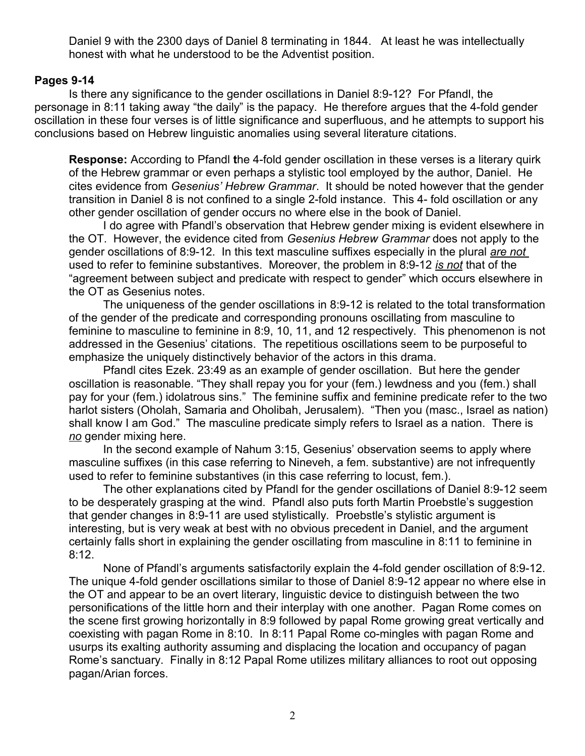Daniel 9 with the 2300 days of Daniel 8 terminating in 1844. At least he was intellectually honest with what he understood to be the Adventist position.

**Pages 9-14**

Is there any significance to the gender oscillations in Daniel 8:9-12? For Pfandl, the personage in 8:11 taking away "the daily" is the papacy. He therefore argues that the 4-fold gender oscillation in these four verses is of little significance and superfluous, and he attempts to support his conclusions based on Hebrew linguistic anomalies using several literature citations.

**Response:** According to Pfandl **t**he 4-fold gender oscillation in these verses is a literary quirk of the Hebrew grammar or even perhaps a stylistic tool employed by the author, Daniel. He cites evidence from *Gesenius' Hebrew Grammar*. It should be noted however that the gender transition in Daniel 8 is not confined to a single 2-fold instance. This 4- fold oscillation or any other gender oscillation of gender occurs no where else in the book of Daniel.

I do agree with Pfandl's observation that Hebrew gender mixing is evident elsewhere in the OT. However, the evidence cited from *Gesenius Hebrew Grammar* does not apply to the gender oscillations of 8:9-12. In this text masculine suffixes especially in the plural *are not* used to refer to feminine substantives. Moreover, the problem in 8:9-12 *is not* that of the "agreement between subject and predicate with respect to gender" which occurs elsewhere in the OT as Gesenius notes.

The uniqueness of the gender oscillations in 8:9-12 is related to the total transformation of the gender of the predicate and corresponding pronouns oscillating from masculine to feminine to masculine to feminine in 8:9, 10, 11, and 12 respectively. This phenomenon is not addressed in the Gesenius' citations. The repetitious oscillations seem to be purposeful to emphasize the uniquely distinctively behavior of the actors in this drama.

Pfandl cites Ezek. 23:49 as an example of gender oscillation. But here the gender oscillation is reasonable. "They shall repay you for your (fem.) lewdness and you (fem.) shall pay for your (fem.) idolatrous sins." The feminine suffix and feminine predicate refer to the two harlot sisters (Oholah, Samaria and Oholibah, Jerusalem). "Then you (masc., Israel as nation) shall know I am God." The masculine predicate simply refers to Israel as a nation. There is *no* gender mixing here.

In the second example of Nahum 3:15, Gesenius' observation seems to apply where masculine suffixes (in this case referring to Nineveh, a fem. substantive) are not infrequently used to refer to feminine substantives (in this case referring to locust, fem.).

The other explanations cited by Pfandl for the gender oscillations of Daniel 8:9-12 seem to be desperately grasping at the wind. Pfandl also puts forth Martin Proebstle's suggestion that gender changes in 8:9-11 are used stylistically. Proebstle's stylistic argument is interesting, but is very weak at best with no obvious precedent in Daniel, and the argument certainly falls short in explaining the gender oscillating from masculine in 8:11 to feminine in 8:12.

None of Pfandl's arguments satisfactorily explain the 4-fold gender oscillation of 8:9-12. The unique 4-fold gender oscillations similar to those of Daniel 8:9-12 appear no where else in the OT and appear to be an overt literary, linguistic device to distinguish between the two personifications of the little horn and their interplay with one another. Pagan Rome comes on the scene first growing horizontally in 8:9 followed by papal Rome growing great vertically and coexisting with pagan Rome in 8:10. In 8:11 Papal Rome co-mingles with pagan Rome and usurps its exalting authority assuming and displacing the location and occupancy of pagan Rome's sanctuary. Finally in 8:12 Papal Rome utilizes military alliances to root out opposing pagan/Arian forces.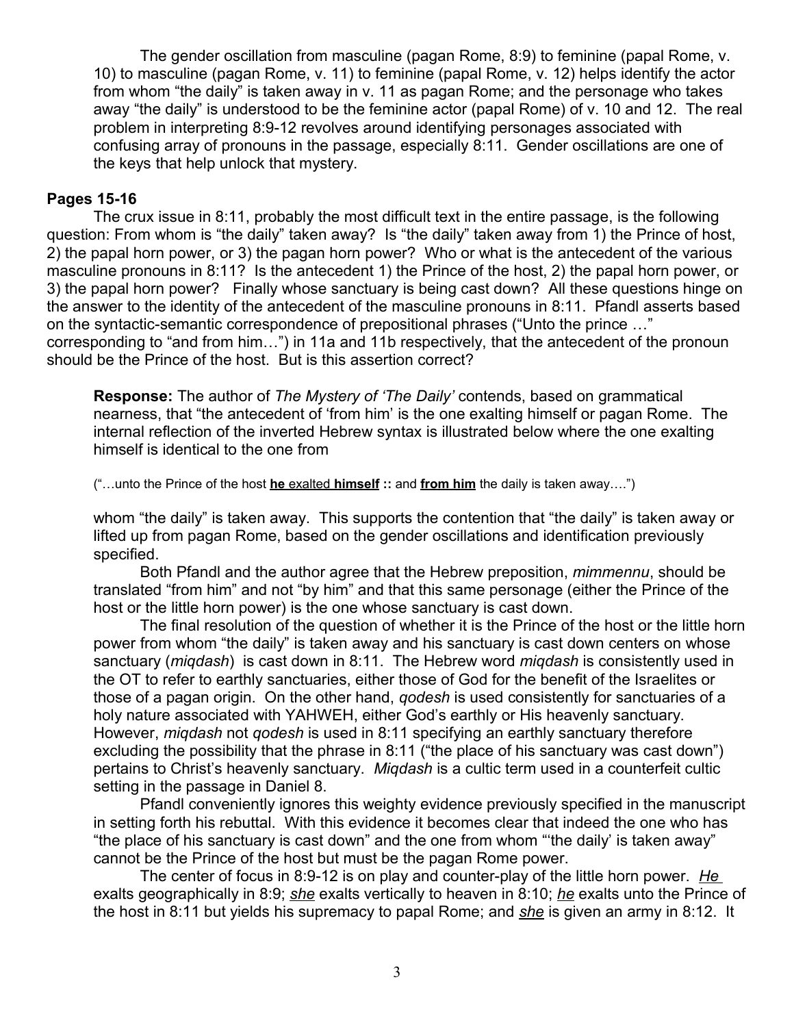The gender oscillation from masculine (pagan Rome, 8:9) to feminine (papal Rome, v. 10) to masculine (pagan Rome, v. 11) to feminine (papal Rome, v. 12) helps identify the actor from whom "the daily" is taken away in v. 11 as pagan Rome; and the personage who takes away "the daily" is understood to be the feminine actor (papal Rome) of v. 10 and 12. The real problem in interpreting 8:9-12 revolves around identifying personages associated with confusing array of pronouns in the passage, especially 8:11. Gender oscillations are one of the keys that help unlock that mystery.

**Pages 15-16**

The crux issue in 8:11, probably the most difficult text in the entire passage, is the following question: From whom is "the daily" taken away? Is "the daily" taken away from 1) the Prince of host, 2) the papal horn power, or 3) the pagan horn power? Who or what is the antecedent of the various masculine pronouns in 8:11? Is the antecedent 1) the Prince of the host, 2) the papal horn power, or 3) the papal horn power? Finally whose sanctuary is being cast down? All these questions hinge on the answer to the identity of the antecedent of the masculine pronouns in 8:11. Pfandl asserts based on the syntactic-semantic correspondence of prepositional phrases ("Unto the prince …" corresponding to "and from him…") in 11a and 11b respectively, that the antecedent of the pronoun should be the Prince of the host. But is this assertion correct?

**Response:** The author of *The Mystery of 'The Daily'* contends, based on grammatical nearness, that "the antecedent of 'from him' is the one exalting himself or pagan Rome. The internal reflection of the inverted Hebrew syntax is illustrated below where the one exalting himself is identical to the one from

("…unto the Prince of the host **he** exalted **himself** **::** and **from him** the daily is taken away….")

whom "the daily" is taken away. This supports the contention that "the daily" is taken away or lifted up from pagan Rome, based on the gender oscillations and identification previously specified.

Both Pfandl and the author agree that the Hebrew preposition, *mimmennu*, should be translated "from him" and not "by him" and that this same personage (either the Prince of the host or the little horn power) is the one whose sanctuary is cast down.

The final resolution of the question of whether it is the Prince of the host or the little horn power from whom "the daily" is taken away and his sanctuary is cast down centers on whose sanctuary (*miqdash*) is cast down in 8:11. The Hebrew word *miqdash* is consistently used in the OT to refer to earthly sanctuaries, either those of God for the benefit of the Israelites or those of a pagan origin. On the other hand, *qodesh* is used consistently for sanctuaries of a holy nature associated with YAHWEH, either God's earthly or His heavenly sanctuary. However, *miqdash* not *qodesh* is used in 8:11 specifying an earthly sanctuary therefore excluding the possibility that the phrase in 8:11 ("the place of his sanctuary was cast down") pertains to Christ's heavenly sanctuary. *Miqdash* is a cultic term used in a counterfeit cultic setting in the passage in Daniel 8.

Pfandl conveniently ignores this weighty evidence previously specified in the manuscript in setting forth his rebuttal. With this evidence it becomes clear that indeed the one who has "the place of his sanctuary is cast down" and the one from whom "'the daily' is taken away" cannot be the Prince of the host but must be the pagan Rome power.

The center of focus in 8:9-12 is on play and counter-play of the little horn power. ***He*** exalts geographically in 8:9; ***she*** exalts vertically to heaven in 8:10; ***he*** exalts unto the Prince of the host in 8:11 but yields his supremacy to papal Rome; and ***she*** is given an army in 8:12. It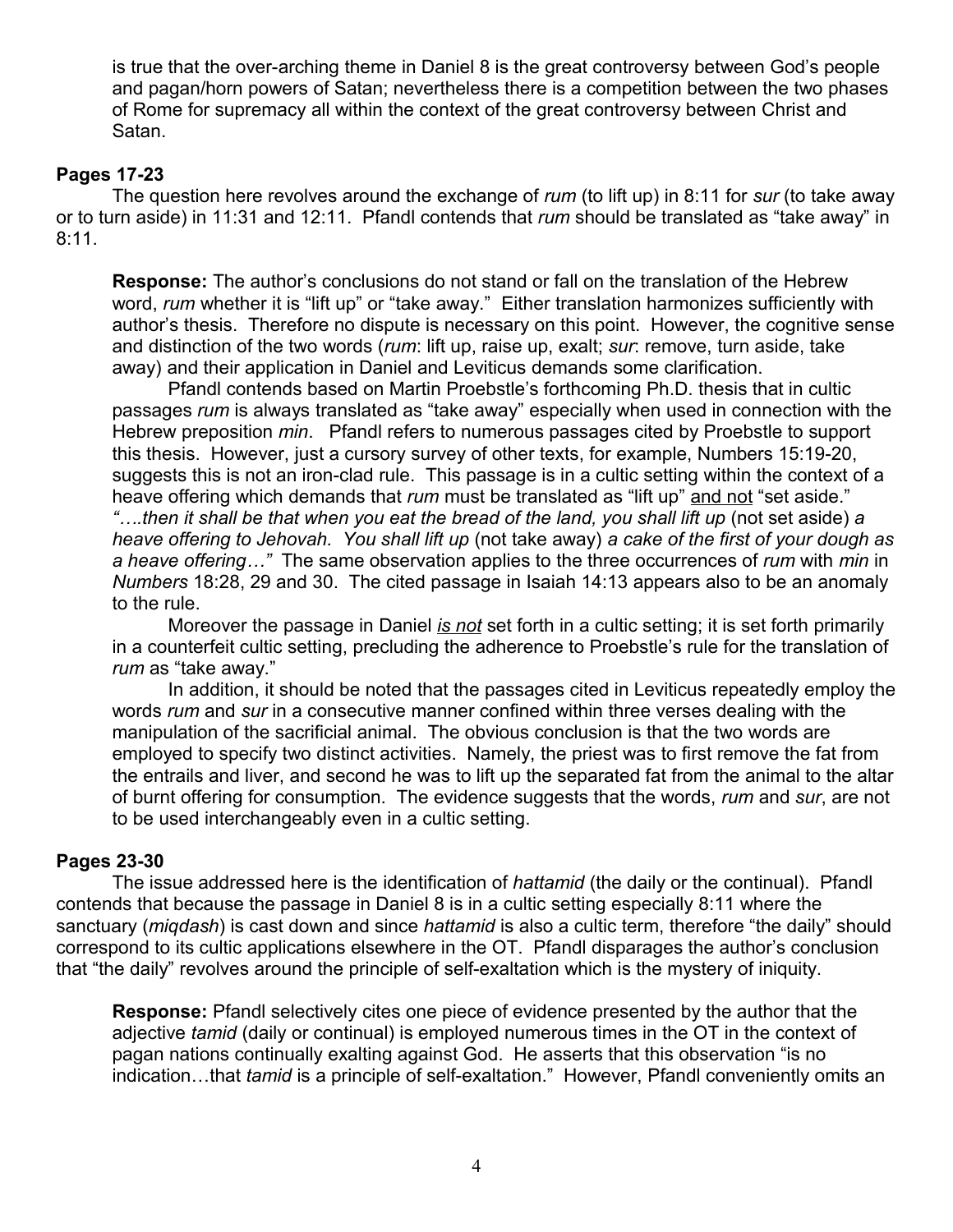is true that the over-arching theme in Daniel 8 is the great controversy between God's people and pagan/horn powers of Satan; nevertheless there is a competition between the two phases of Rome for supremacy all within the context of the great controversy between Christ and Satan.

**Pages 17-23**

The question here revolves around the exchange of *rum* (to lift up) in 8:11 for *sur* (to take away or to turn aside) in 11:31 and 12:11. Pfandl contends that *rum* should be translated as "take away" in 8:11.

**Response:** The author's conclusions do not stand or fall on the translation of the Hebrew word, *rum* whether it is "lift up" or "take away." Either translation harmonizes sufficiently with author's thesis. Therefore no dispute is necessary on this point. However, the cognitive sense and distinction of the two words (*rum*: lift up, raise up, exalt; *sur*: remove, turn aside, take away) and their application in Daniel and Leviticus demands some clarification.

Pfandl contends based on Martin Proebstle's forthcoming Ph.D. thesis that in cultic passages *rum* is always translated as "take away" especially when used in connection with the Hebrew preposition *min*. Pfandl refers to numerous passages cited by Proebstle to support this thesis. However, just a cursory survey of other texts, for example, Numbers 15:19-20, suggests this is not an iron-clad rule. This passage is in a cultic setting within the context of a heave offering which demands that *rum* must be translated as "lift up" <u>and not</u> "set aside." *"….then it shall be that when you eat the bread of the land, you shall lift up* (not set aside) *a heave offering to Jehovah. You shall lift up* (not take away) *a cake of the first of your dough as a heave offering…"* The same observation applies to the three occurrences of *rum* with *min* in *Numbers* 18:28, 29 and 30. The cited passage in Isaiah 14:13 appears also to be an anomaly to the rule.

Moreover the passage in Daniel <u>*is not*</u> set forth in a cultic setting; it is set forth primarily in a counterfeit cultic setting, precluding the adherence to Proebstle's rule for the translation of *rum* as "take away."

In addition, it should be noted that the passages cited in Leviticus repeatedly employ the words *rum* and *sur* in a consecutive manner confined within three verses dealing with the manipulation of the sacrificial animal. The obvious conclusion is that the two words are employed to specify two distinct activities. Namely, the priest was to first remove the fat from the entrails and liver, and second he was to lift up the separated fat from the animal to the altar of burnt offering for consumption. The evidence suggests that the words, *rum* and *sur*, are not to be used interchangeably even in a cultic setting.

**Pages 23-30**

The issue addressed here is the identification of *hattamid* (the daily or the continual). Pfandl contends that because the passage in Daniel 8 is in a cultic setting especially 8:11 where the sanctuary (*miqdash*) is cast down and since *hattamid* is also a cultic term, therefore "the daily" should correspond to its cultic applications elsewhere in the OT. Pfandl disparages the author's conclusion that "the daily" revolves around the principle of self-exaltation which is the mystery of iniquity.

**Response:** Pfandl selectively cites one piece of evidence presented by the author that the adjective *tamid* (daily or continual) is employed numerous times in the OT in the context of pagan nations continually exalting against God. He asserts that this observation "is no indication…that *tamid* is a principle of self-exaltation." However, Pfandl conveniently omits an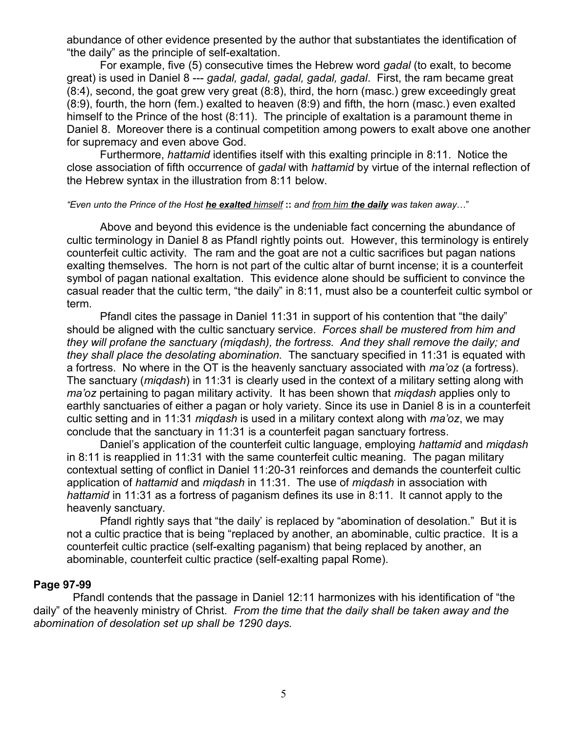abundance of other evidence presented by the author that substantiates the identification of "the daily" as the principle of self-exaltation.

For example, five (5) consecutive times the Hebrew word *gadal* (to exalt, to become great) is used in Daniel 8 --- *gadal, gadal, gadal, gadal, gadal*. First, the ram became great (8:4), second, the goat grew very great (8:8), third, the horn (masc.) grew exceedingly great (8:9), fourth, the horn (fem.) exalted to heaven (8:9) and fifth, the horn (masc.) even exalted himself to the Prince of the host (8:11). The principle of exaltation is a paramount theme in Daniel 8. Moreover there is a continual competition among powers to exalt above one another for supremacy and even above God.

Furthermore, *hattamid* identifies itself with this exalting principle in 8:11. Notice the close association of fifth occurrence of *gadal* with *hattamid* by virtue of the internal reflection of the Hebrew syntax in the illustration from 8:11 below.

*"Even unto the Prince of the Host **he exalted** himself* **::** *and from him **the daily** was taken away…"*

Above and beyond this evidence is the undeniable fact concerning the abundance of cultic terminology in Daniel 8 as Pfandl rightly points out. However, this terminology is entirely counterfeit cultic activity. The ram and the goat are not a cultic sacrifices but pagan nations exalting themselves. The horn is not part of the cultic altar of burnt incense; it is a counterfeit symbol of pagan national exaltation. This evidence alone should be sufficient to convince the casual reader that the cultic term, "the daily" in 8:11, must also be a counterfeit cultic symbol or term.

Pfandl cites the passage in Daniel 11:31 in support of his contention that "the daily" should be aligned with the cultic sanctuary service. *Forces shall be mustered from him and they will profane the sanctuary (miqdash), the fortress. And they shall remove the daily; and they shall place the desolating abomination.* The sanctuary specified in 11:31 is equated with a fortress. No where in the OT is the heavenly sanctuary associated with *ma'oz* (a fortress). The sanctuary (*miqdash*) in 11:31 is clearly used in the context of a military setting along with *ma'oz* pertaining to pagan military activity. It has been shown that *miqdash* applies only to earthly sanctuaries of either a pagan or holy variety. Since its use in Daniel 8 is in a counterfeit cultic setting and in 11:31 *miqdash* is used in a military context along with *ma'oz*, we may conclude that the sanctuary in 11:31 is a counterfeit pagan sanctuary fortress.

Daniel's application of the counterfeit cultic language, employing *hattamid* and *miqdash* in 8:11 is reapplied in 11:31 with the same counterfeit cultic meaning. The pagan military contextual setting of conflict in Daniel 11:20-31 reinforces and demands the counterfeit cultic application of *hattamid* and *miqdash* in 11:31. The use of *miqdash* in association with *hattamid* in 11:31 as a fortress of paganism defines its use in 8:11. It cannot apply to the heavenly sanctuary.

Pfandl rightly says that "the daily' is replaced by "abomination of desolation." But it is not a cultic practice that is being "replaced by another, an abominable, cultic practice. It is a counterfeit cultic practice (self-exalting paganism) that being replaced by another, an abominable, counterfeit cultic practice (self-exalting papal Rome).

**Page 97-99**

Pfandl contends that the passage in Daniel 12:11 harmonizes with his identification of "the daily" of the heavenly ministry of Christ. *From the time that the daily shall be taken away and the abomination of desolation set up shall be 1290 days.*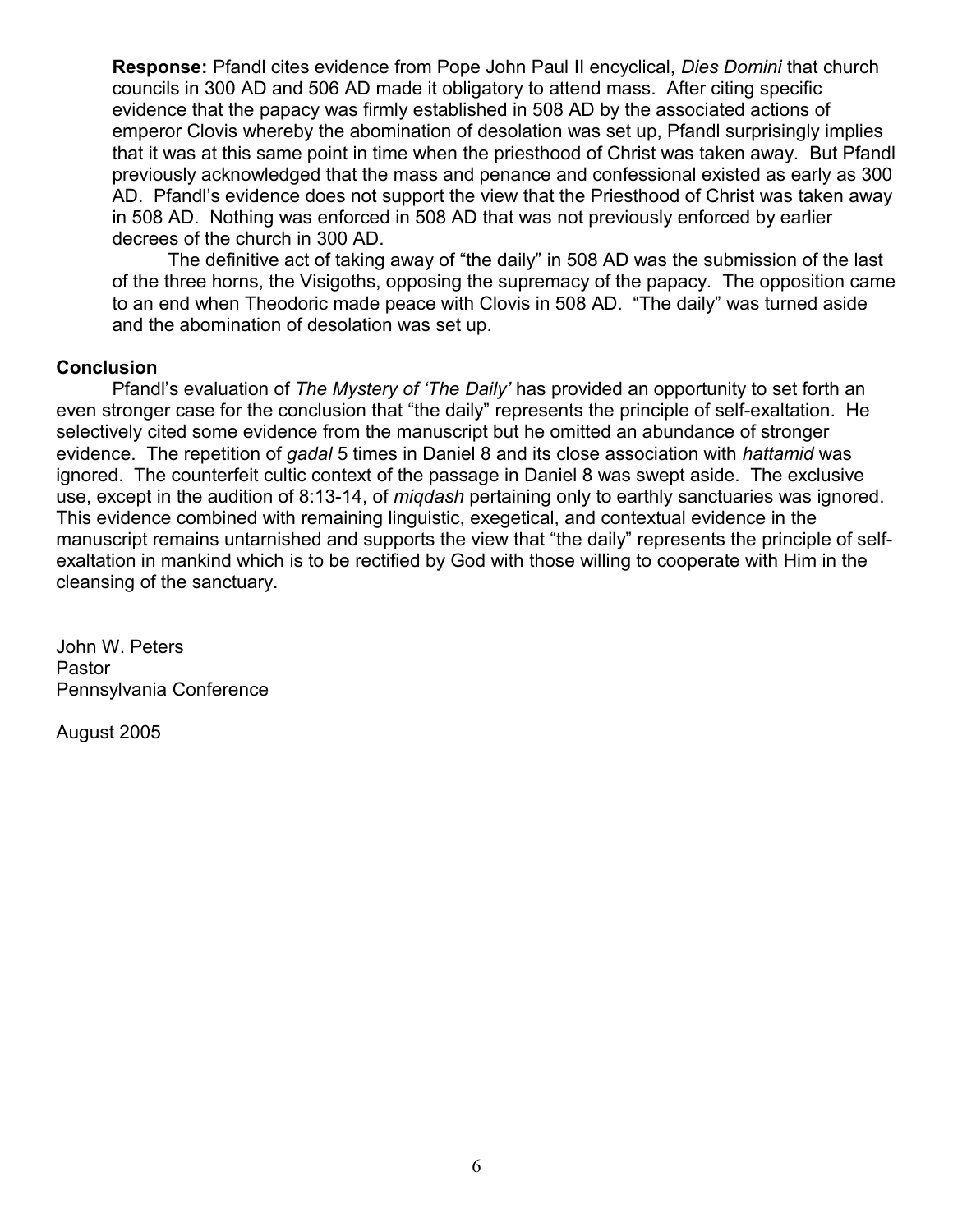**Response:** Pfandl cites evidence from Pope John Paul II encyclical, *Dies Domini* that church councils in 300 AD and 506 AD made it obligatory to attend mass. After citing specific evidence that the papacy was firmly established in 508 AD by the associated actions of emperor Clovis whereby the abomination of desolation was set up, Pfandl surprisingly implies that it was at this same point in time when the priesthood of Christ was taken away. But Pfandl previously acknowledged that the mass and penance and confessional existed as early as 300 AD. Pfandl's evidence does not support the view that the Priesthood of Christ was taken away in 508 AD. Nothing was enforced in 508 AD that was not previously enforced by earlier decrees of the church in 300 AD.

The definitive act of taking away of "the daily" in 508 AD was the submission of the last of the three horns, the Visigoths, opposing the supremacy of the papacy. The opposition came to an end when Theodoric made peace with Clovis in 508 AD. "The daily" was turned aside and the abomination of desolation was set up.

**Conclusion**

Pfandl's evaluation of *The Mystery of 'The Daily'* has provided an opportunity to set forth an even stronger case for the conclusion that "the daily" represents the principle of self-exaltation. He selectively cited some evidence from the manuscript but he omitted an abundance of stronger evidence. The repetition of *gadal* 5 times in Daniel 8 and its close association with *hattamid* was ignored. The counterfeit cultic context of the passage in Daniel 8 was swept aside. The exclusive use, except in the audition of 8:13-14, of *miqdash* pertaining only to earthly sanctuaries was ignored. This evidence combined with remaining linguistic, exegetical, and contextual evidence in the manuscript remains untarnished and supports the view that "the daily" represents the principle of self-exaltation in mankind which is to be rectified by God with those willing to cooperate with Him in the cleansing of the sanctuary.

John W. Peters
Pastor
Pennsylvania Conference

August 2005